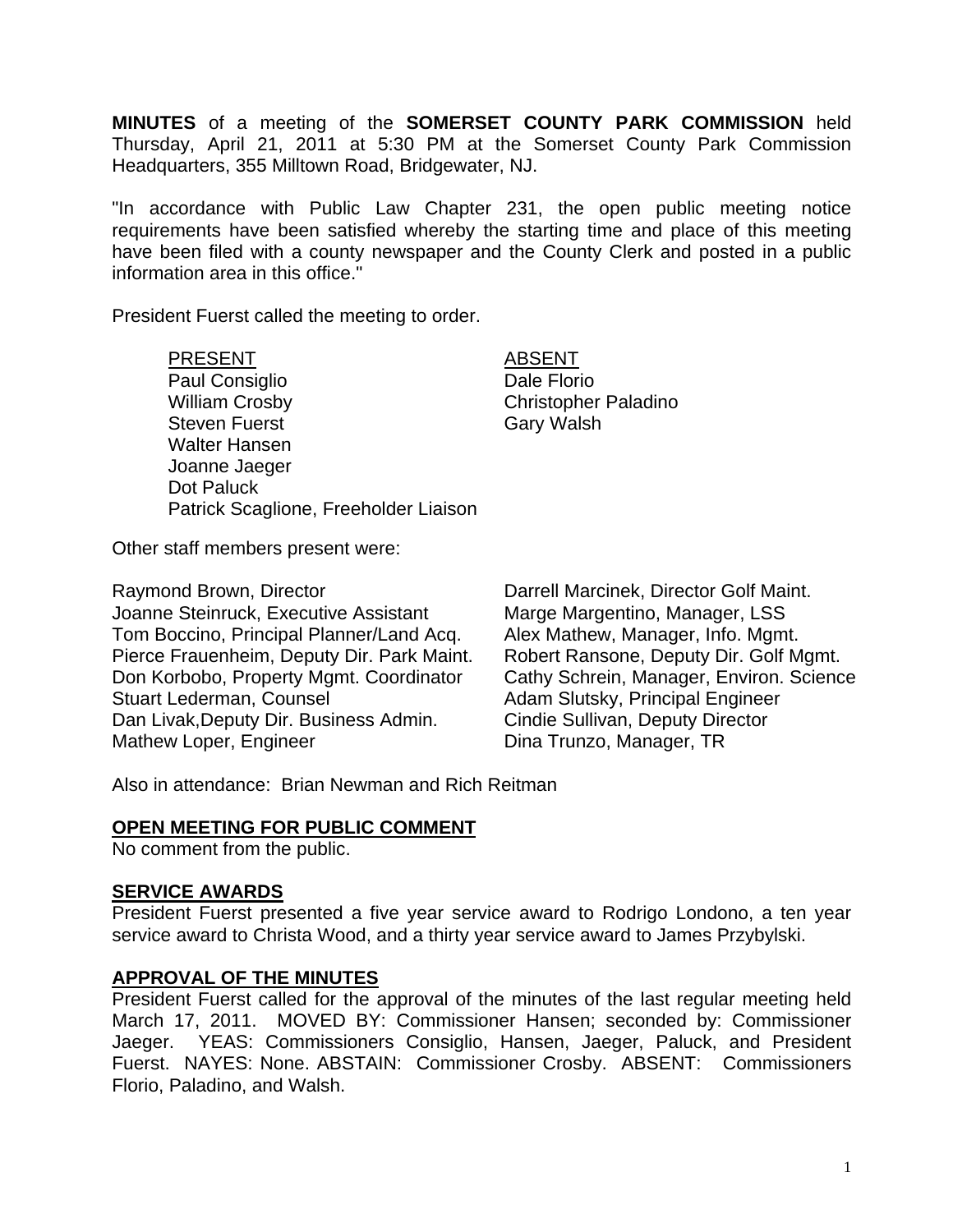**MINUTES** of a meeting of the **SOMERSET COUNTY PARK COMMISSION** held Thursday, April 21, 2011 at 5:30 PM at the Somerset County Park Commission Headquarters, 355 Milltown Road, Bridgewater, NJ.

"In accordance with Public Law Chapter 231, the open public meeting notice requirements have been satisfied whereby the starting time and place of this meeting have been filed with a county newspaper and the County Clerk and posted in a public information area in this office."

President Fuerst called the meeting to order.

| PRESENT | ABSENT |
|---|---|
| Paul Consiglio | Dale Florio |
| William Crosby | Christopher Paladino |
| Steven Fuerst | Gary Walsh |
| Walter Hansen | |
| Joanne Jaeger | |
| Dot Paluck | |
| Patrick Scaglione, Freeholder Liaison | |

Other staff members present were:

| | |
|---|---|
| Raymond Brown, Director | Darrell Marcinek, Director Golf Maint. |
| Joanne Steinruck, Executive Assistant | Marge Margentino, Manager, LSS |
| Tom Boccino, Principal Planner/Land Acq. | Alex Mathew, Manager, Info. Mgmt. |
| Pierce Frauenheim, Deputy Dir. Park Maint. | Robert Ransone, Deputy Dir. Golf Mgmt. |
| Don Korbobo, Property Mgmt. Coordinator | Cathy Schrein, Manager, Environ. Science |
| Stuart Lederman, Counsel | Adam Slutsky, Principal Engineer |
| Dan Livak,Deputy Dir. Business Admin. | Cindie Sullivan, Deputy Director |
| Mathew Loper, Engineer | Dina Trunzo, Manager, TR |

Also in attendance: Brian Newman and Rich Reitman

## OPEN MEETING FOR PUBLIC COMMENT

No comment from the public.

## SERVICE AWARDS

President Fuerst presented a five year service award to Rodrigo Londono, a ten year service award to Christa Wood, and a thirty year service award to James Przybylski.

## APPROVAL OF THE MINUTES

President Fuerst called for the approval of the minutes of the last regular meeting held March 17, 2011. MOVED BY: Commissioner Hansen; seconded by: Commissioner Jaeger. YEAS: Commissioners Consiglio, Hansen, Jaeger, Paluck, and President Fuerst. NAYES: None. ABSTAIN: Commissioner Crosby. ABSENT: Commissioners Florio, Paladino, and Walsh.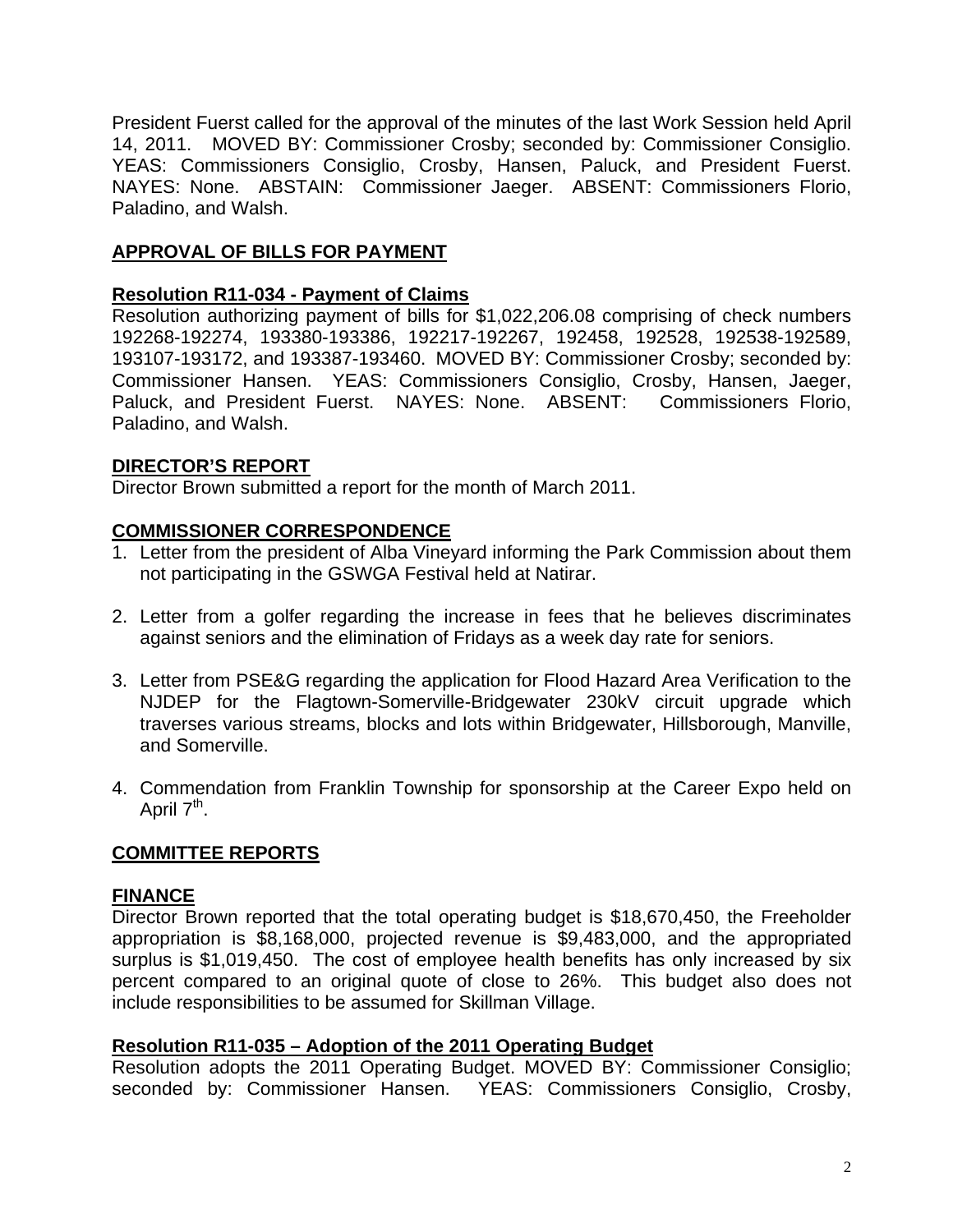President Fuerst called for the approval of the minutes of the last Work Session held April 14, 2011. MOVED BY: Commissioner Crosby; seconded by: Commissioner Consiglio. YEAS: Commissioners Consiglio, Crosby, Hansen, Paluck, and President Fuerst. NAYES: None. ABSTAIN: Commissioner Jaeger. ABSENT: Commissioners Florio, Paladino, and Walsh.

## APPROVAL OF BILLS FOR PAYMENT

### Resolution R11-034 - Payment of Claims

Resolution authorizing payment of bills for $1,022,206.08 comprising of check numbers 192268-192274, 193380-193386, 192217-192267, 192458, 192528, 192538-192589, 193107-193172, and 193387-193460. MOVED BY: Commissioner Crosby; seconded by: Commissioner Hansen. YEAS: Commissioners Consiglio, Crosby, Hansen, Jaeger, Paluck, and President Fuerst. NAYES: None. ABSENT: Commissioners Florio, Paladino, and Walsh.

## DIRECTOR'S REPORT

Director Brown submitted a report for the month of March 2011.

## COMMISSIONER CORRESPONDENCE

1. Letter from the president of Alba Vineyard informing the Park Commission about them not participating in the GSWGA Festival held at Natirar.

2. Letter from a golfer regarding the increase in fees that he believes discriminates against seniors and the elimination of Fridays as a week day rate for seniors.

3. Letter from PSE&G regarding the application for Flood Hazard Area Verification to the NJDEP for the Flagtown-Somerville-Bridgewater 230kV circuit upgrade which traverses various streams, blocks and lots within Bridgewater, Hillsborough, Manville, and Somerville.

4. Commendation from Franklin Township for sponsorship at the Career Expo held on April 7th.

## COMMITTEE REPORTS

### FINANCE

Director Brown reported that the total operating budget is $18,670,450, the Freeholder appropriation is $8,168,000, projected revenue is $9,483,000, and the appropriated surplus is $1,019,450. The cost of employee health benefits has only increased by six percent compared to an original quote of close to 26%. This budget also does not include responsibilities to be assumed for Skillman Village.

### Resolution R11-035 – Adoption of the 2011 Operating Budget

Resolution adopts the 2011 Operating Budget. MOVED BY: Commissioner Consiglio; seconded by: Commissioner Hansen. YEAS: Commissioners Consiglio, Crosby,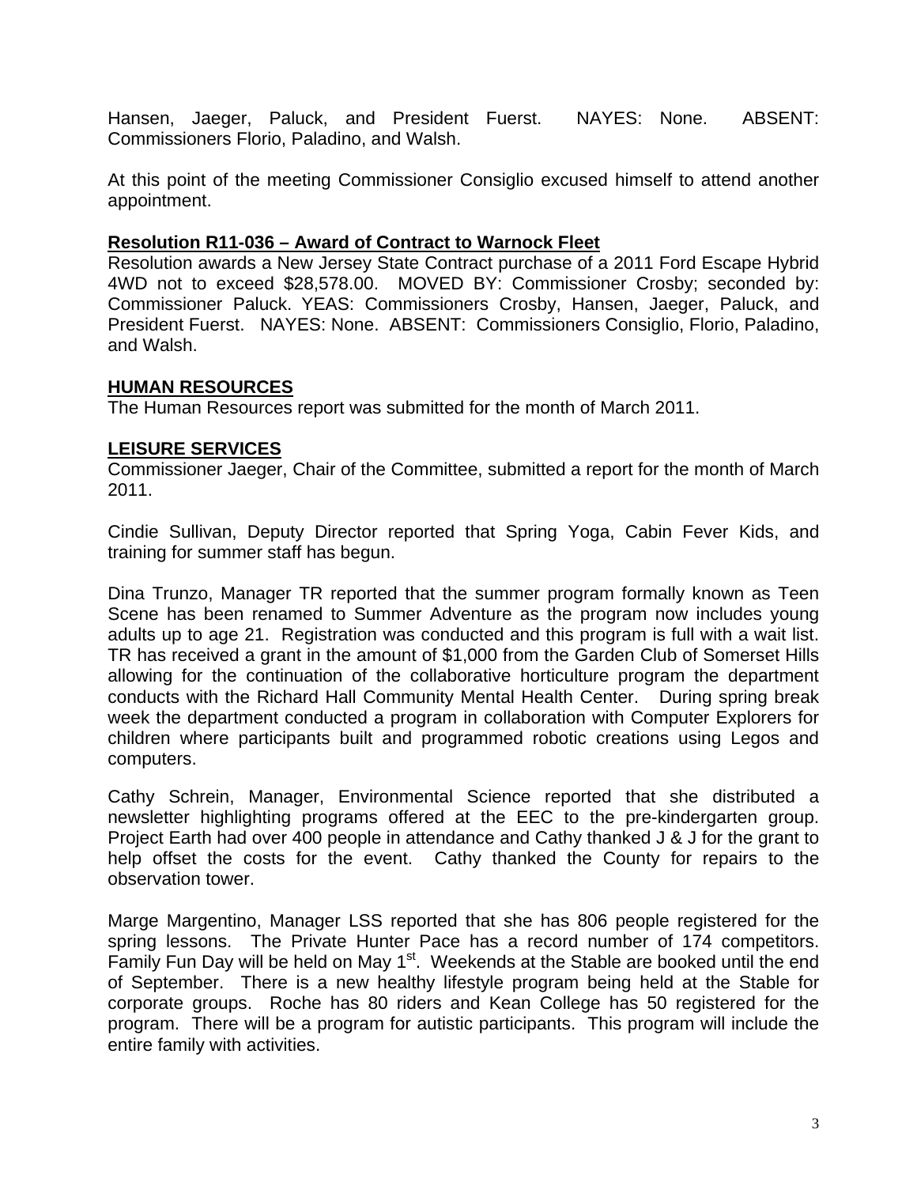Hansen, Jaeger, Paluck, and President Fuerst. NAYES: None. ABSENT: Commissioners Florio, Paladino, and Walsh.

At this point of the meeting Commissioner Consiglio excused himself to attend another appointment.

**Resolution R11-036 – Award of Contract to Warnock Fleet**

Resolution awards a New Jersey State Contract purchase of a 2011 Ford Escape Hybrid 4WD not to exceed $28,578.00. MOVED BY: Commissioner Crosby; seconded by: Commissioner Paluck. YEAS: Commissioners Crosby, Hansen, Jaeger, Paluck, and President Fuerst. NAYES: None. ABSENT: Commissioners Consiglio, Florio, Paladino, and Walsh.

**HUMAN RESOURCES**

The Human Resources report was submitted for the month of March 2011.

**LEISURE SERVICES**

Commissioner Jaeger, Chair of the Committee, submitted a report for the month of March 2011.

Cindie Sullivan, Deputy Director reported that Spring Yoga, Cabin Fever Kids, and training for summer staff has begun.

Dina Trunzo, Manager TR reported that the summer program formally known as Teen Scene has been renamed to Summer Adventure as the program now includes young adults up to age 21. Registration was conducted and this program is full with a wait list. TR has received a grant in the amount of $1,000 from the Garden Club of Somerset Hills allowing for the continuation of the collaborative horticulture program the department conducts with the Richard Hall Community Mental Health Center. During spring break week the department conducted a program in collaboration with Computer Explorers for children where participants built and programmed robotic creations using Legos and computers.

Cathy Schrein, Manager, Environmental Science reported that she distributed a newsletter highlighting programs offered at the EEC to the pre-kindergarten group. Project Earth had over 400 people in attendance and Cathy thanked J & J for the grant to help offset the costs for the event. Cathy thanked the County for repairs to the observation tower.

Marge Margentino, Manager LSS reported that she has 806 people registered for the spring lessons. The Private Hunter Pace has a record number of 174 competitors. Family Fun Day will be held on May 1st. Weekends at the Stable are booked until the end of September. There is a new healthy lifestyle program being held at the Stable for corporate groups. Roche has 80 riders and Kean College has 50 registered for the program. There will be a program for autistic participants. This program will include the entire family with activities.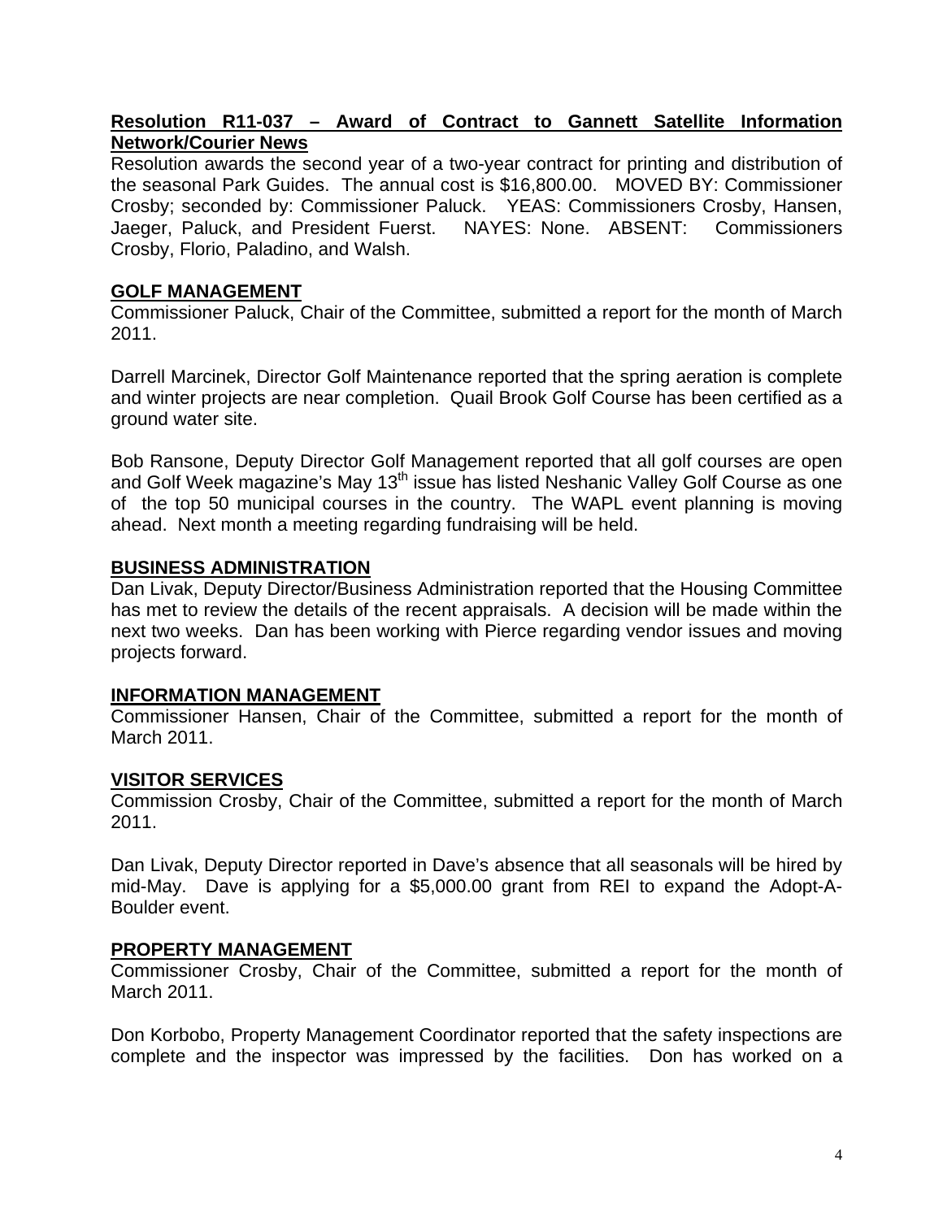**Resolution R11-037 – Award of Contract to Gannett Satellite Information Network/Courier News**

Resolution awards the second year of a two-year contract for printing and distribution of the seasonal Park Guides. The annual cost is $16,800.00. MOVED BY: Commissioner Crosby; seconded by: Commissioner Paluck. YEAS: Commissioners Crosby, Hansen, Jaeger, Paluck, and President Fuerst. NAYES: None. ABSENT: Commissioners Crosby, Florio, Paladino, and Walsh.

**GOLF MANAGEMENT**

Commissioner Paluck, Chair of the Committee, submitted a report for the month of March 2011.

Darrell Marcinek, Director Golf Maintenance reported that the spring aeration is complete and winter projects are near completion. Quail Brook Golf Course has been certified as a ground water site.

Bob Ransone, Deputy Director Golf Management reported that all golf courses are open and Golf Week magazine's May 13th issue has listed Neshanic Valley Golf Course as one of the top 50 municipal courses in the country. The WAPL event planning is moving ahead. Next month a meeting regarding fundraising will be held.

**BUSINESS ADMINISTRATION**

Dan Livak, Deputy Director/Business Administration reported that the Housing Committee has met to review the details of the recent appraisals. A decision will be made within the next two weeks. Dan has been working with Pierce regarding vendor issues and moving projects forward.

**INFORMATION MANAGEMENT**

Commissioner Hansen, Chair of the Committee, submitted a report for the month of March 2011.

**VISITOR SERVICES**

Commission Crosby, Chair of the Committee, submitted a report for the month of March 2011.

Dan Livak, Deputy Director reported in Dave's absence that all seasonals will be hired by mid-May. Dave is applying for a $5,000.00 grant from REI to expand the Adopt-A-Boulder event.

**PROPERTY MANAGEMENT**

Commissioner Crosby, Chair of the Committee, submitted a report for the month of March 2011.

Don Korbobo, Property Management Coordinator reported that the safety inspections are complete and the inspector was impressed by the facilities. Don has worked on a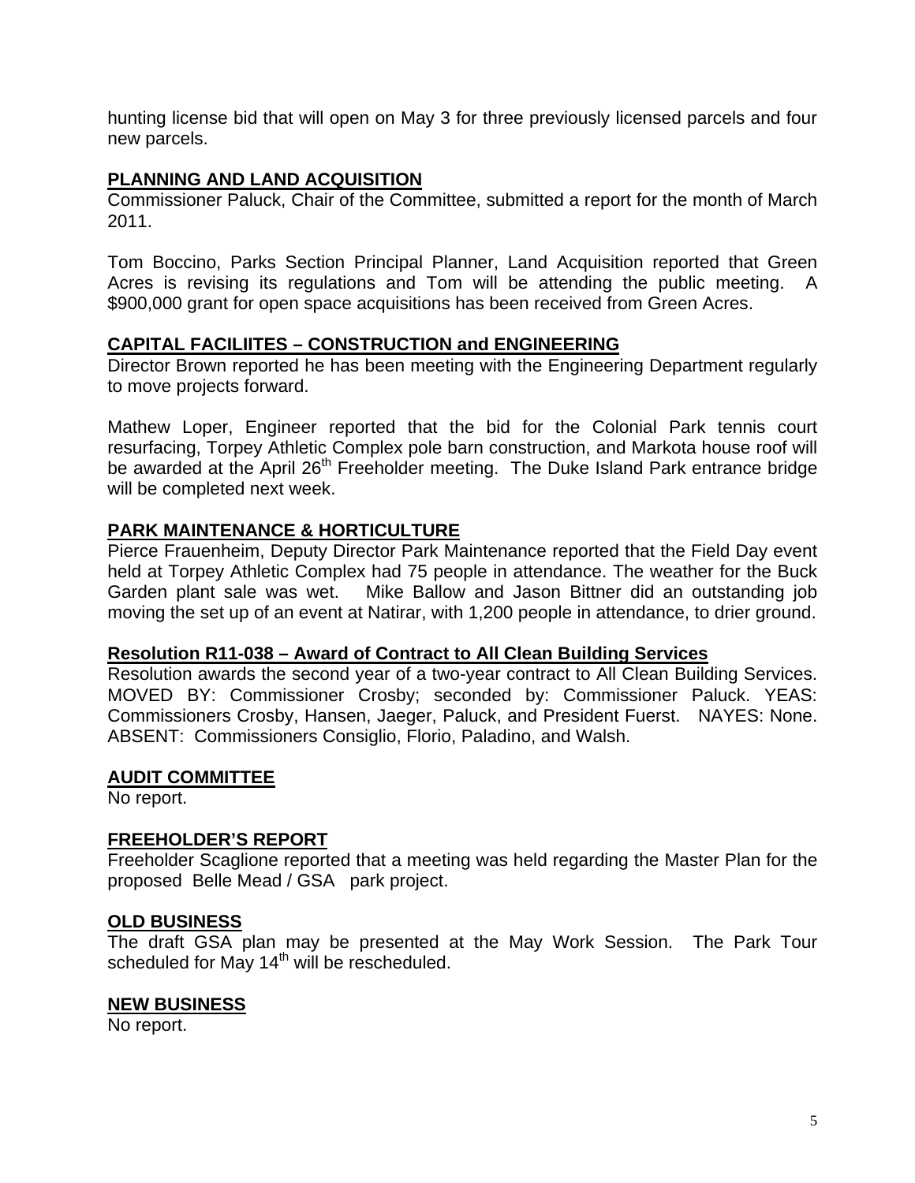hunting license bid that will open on May 3 for three previously licensed parcels and four new parcels.

## PLANNING AND LAND ACQUISITION

Commissioner Paluck, Chair of the Committee, submitted a report for the month of March 2011.

Tom Boccino, Parks Section Principal Planner, Land Acquisition reported that Green Acres is revising its regulations and Tom will be attending the public meeting. A \$900,000 grant for open space acquisitions has been received from Green Acres.

## CAPITAL FACILIITES – CONSTRUCTION and ENGINEERING

Director Brown reported he has been meeting with the Engineering Department regularly to move projects forward.

Mathew Loper, Engineer reported that the bid for the Colonial Park tennis court resurfacing, Torpey Athletic Complex pole barn construction, and Markota house roof will be awarded at the April 26th Freeholder meeting. The Duke Island Park entrance bridge will be completed next week.

## PARK MAINTENANCE & HORTICULTURE

Pierce Frauenheim, Deputy Director Park Maintenance reported that the Field Day event held at Torpey Athletic Complex had 75 people in attendance. The weather for the Buck Garden plant sale was wet. Mike Ballow and Jason Bittner did an outstanding job moving the set up of an event at Natirar, with 1,200 people in attendance, to drier ground.

## Resolution R11-038 – Award of Contract to All Clean Building Services

Resolution awards the second year of a two-year contract to All Clean Building Services. MOVED BY: Commissioner Crosby; seconded by: Commissioner Paluck. YEAS: Commissioners Crosby, Hansen, Jaeger, Paluck, and President Fuerst. NAYES: None. ABSENT: Commissioners Consiglio, Florio, Paladino, and Walsh.

## AUDIT COMMITTEE

No report.

## FREEHOLDER'S REPORT

Freeholder Scaglione reported that a meeting was held regarding the Master Plan for the proposed Belle Mead / GSA park project.

## OLD BUSINESS

The draft GSA plan may be presented at the May Work Session. The Park Tour scheduled for May 14th will be rescheduled.

## NEW BUSINESS

No report.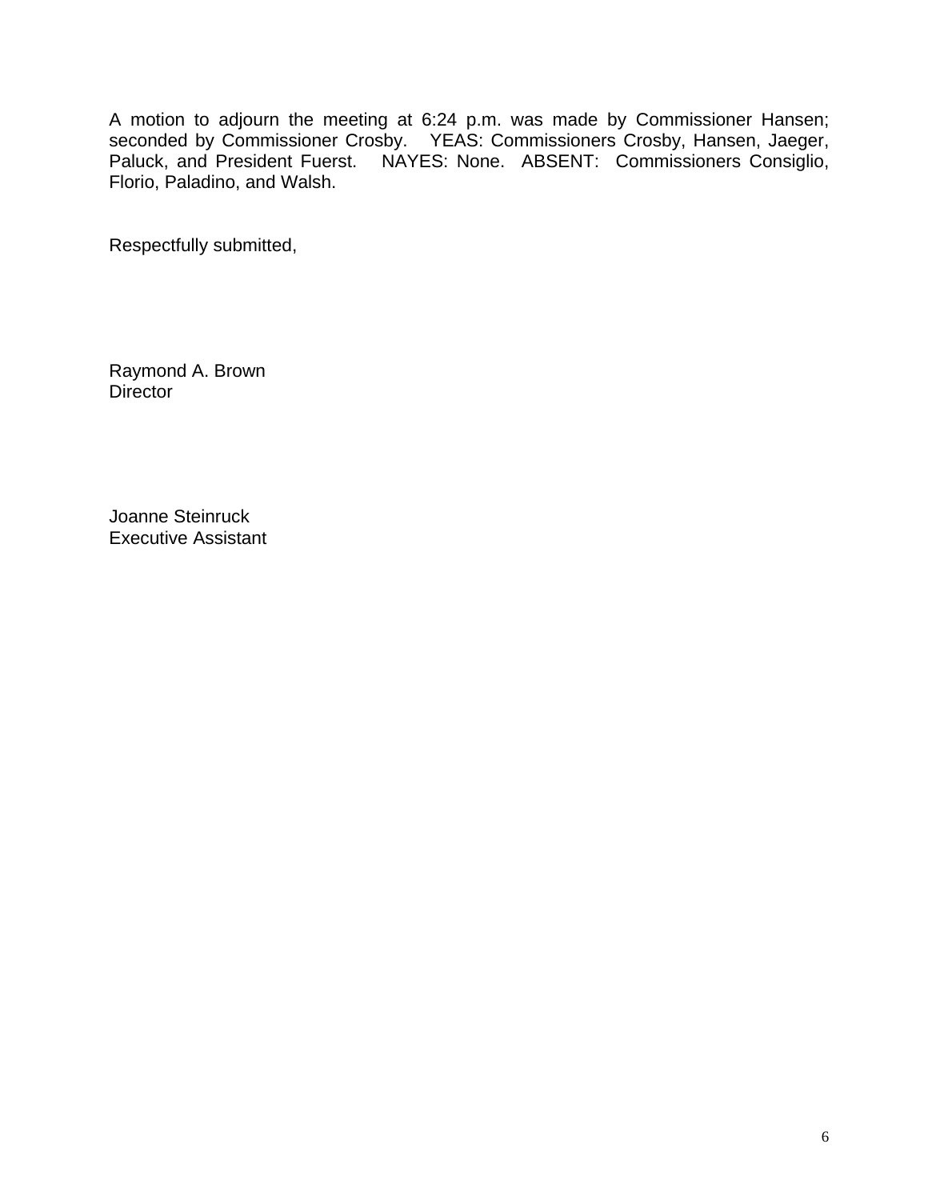A motion to adjourn the meeting at 6:24 p.m. was made by Commissioner Hansen; seconded by Commissioner Crosby. YEAS: Commissioners Crosby, Hansen, Jaeger, Paluck, and President Fuerst. NAYES: None. ABSENT: Commissioners Consiglio, Florio, Paladino, and Walsh.

Respectfully submitted,

Raymond A. Brown
Director

Joanne Steinruck
Executive Assistant